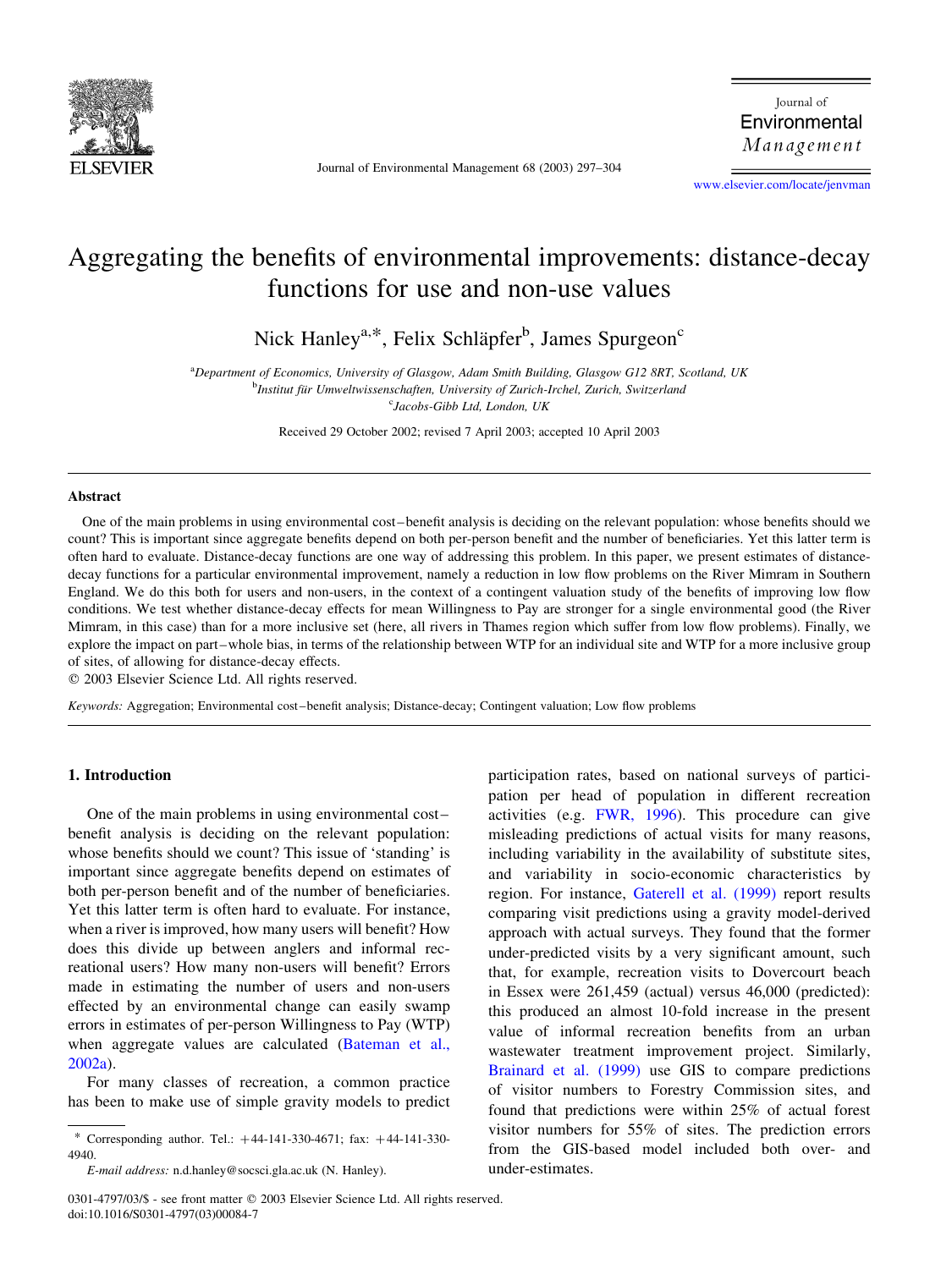# Aggregating the benefits of environmental improvements: distance-decay functions for use and non-use values

Nick Hanley[a,*], Felix Schläpfer[b], James Spurgeon[c]

[a]Department of Economics, University of Glasgow, Adam Smith Building, Glasgow G12 8RT, Scotland, UK
[b]Institut für Umweltwissenschaften, University of Zurich-Irchel, Zurich, Switzerland
[c]Jacobs-Gibb Ltd, London, UK

Received 29 October 2002; revised 7 April 2003; accepted 10 April 2003

## Abstract

One of the main problems in using environmental cost–benefit analysis is deciding on the relevant population: whose benefits should we count? This is important since aggregate benefits depend on both per-person benefit and the number of beneficiaries. Yet this latter term is often hard to evaluate. Distance-decay functions are one way of addressing this problem. In this paper, we present estimates of distance-decay functions for a particular environmental improvement, namely a reduction in low flow problems on the River Mimram in Southern England. We do this both for users and non-users, in the context of a contingent valuation study of the benefits of improving low flow conditions. We test whether distance-decay effects for mean Willingness to Pay are stronger for a single environmental good (the River Mimram, in this case) than for a more inclusive set (here, all rivers in Thames region which suffer from low flow problems). Finally, we explore the impact on part–whole bias, in terms of the relationship between WTP for an individual site and WTP for a more inclusive group of sites, of allowing for distance-decay effects.

© 2003 Elsevier Science Ltd. All rights reserved.

*Keywords:* Aggregation; Environmental cost–benefit analysis; Distance-decay; Contingent valuation; Low flow problems

## 1. Introduction

One of the main problems in using environmental cost–benefit analysis is deciding on the relevant population: whose benefits should we count? This issue of 'standing' is important since aggregate benefits depend on estimates of both per-person benefit and of the number of beneficiaries. Yet this latter term is often hard to evaluate. For instance, when a river is improved, how many users will benefit? How does this divide up between anglers and informal recreational users? How many non-users will benefit? Errors made in estimating the number of users and non-users effected by an environmental change can easily swamp errors in estimates of per-person Willingness to Pay (WTP) when aggregate values are calculated (Bateman et al., 2002a).

For many classes of recreation, a common practice has been to make use of simple gravity models to predict participation rates, based on national surveys of participation per head of population in different recreation activities (e.g. FWR, 1996). This procedure can give misleading predictions of actual visits for many reasons, including variability in the availability of substitute sites, and variability in socio-economic characteristics by region. For instance, Gaterell et al. (1999) report results comparing visit predictions using a gravity model-derived approach with actual surveys. They found that the former under-predicted visits by a very significant amount, such that, for example, recreation visits to Dovercourt beach in Essex were 261,459 (actual) versus 46,000 (predicted): this produced an almost 10-fold increase in the present value of informal recreation benefits from an urban wastewater treatment improvement project. Similarly, Brainard et al. (1999) use GIS to compare predictions of visitor numbers to Forestry Commission sites, and found that predictions were within 25% of actual forest visitor numbers for 55% of sites. The prediction errors from the GIS-based model included both over- and under-estimates.

---

* Corresponding author. Tel.: +44-141-330-4671; fax: +44-141-330-4940.
*E-mail address:* n.d.hanley@socsci.gla.ac.uk (N. Hanley).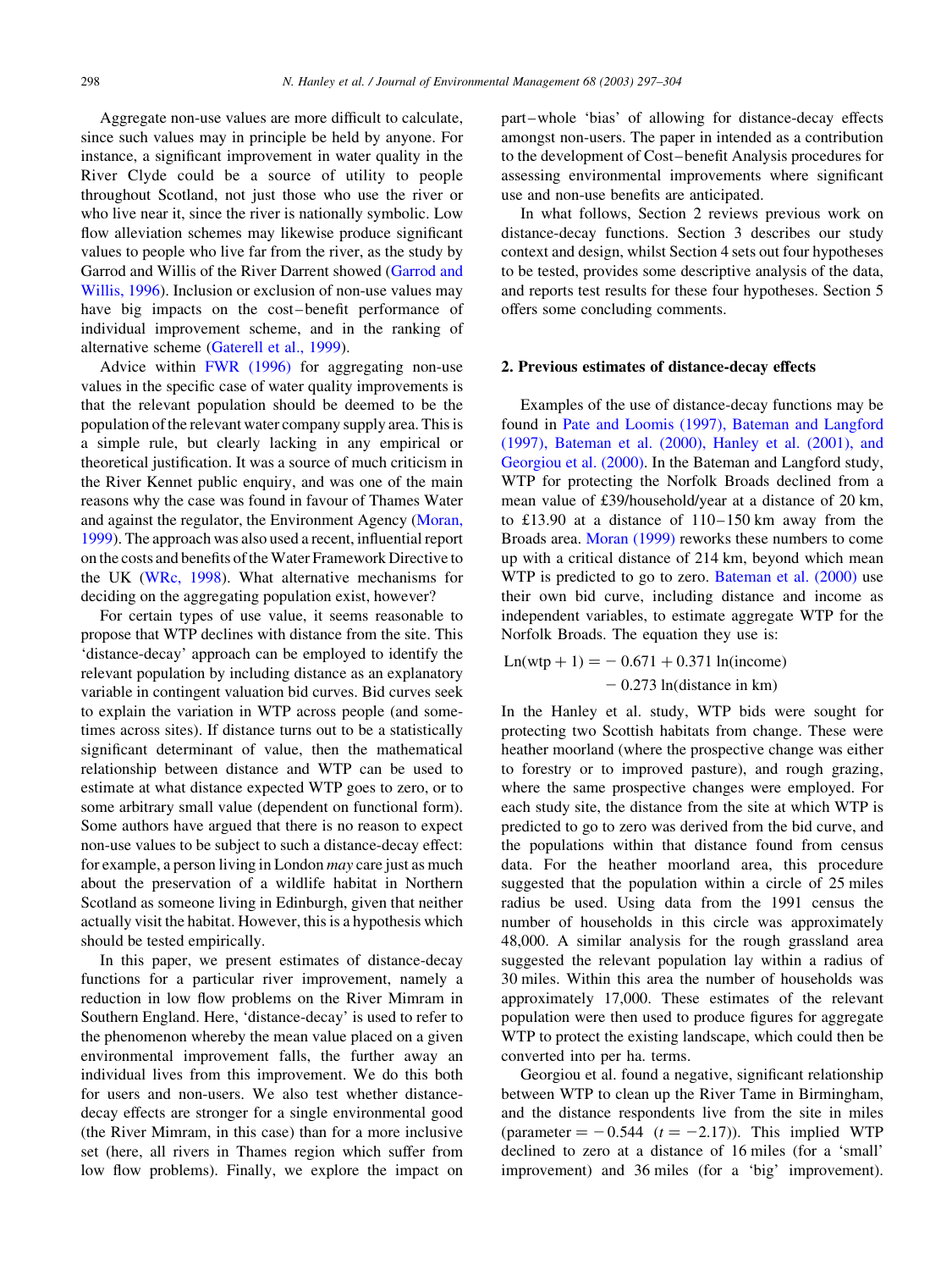Aggregate non-use values are more difficult to calculate, since such values may in principle be held by anyone. For instance, a significant improvement in water quality in the River Clyde could be a source of utility to people throughout Scotland, not just those who use the river or who live near it, since the river is nationally symbolic. Low flow alleviation schemes may likewise produce significant values to people who live far from the river, as the study by Garrod and Willis of the River Darrent showed (Garrod and Willis, 1996). Inclusion or exclusion of non-use values may have big impacts on the cost–benefit performance of individual improvement scheme, and in the ranking of alternative scheme (Gaterell et al., 1999).

Advice within FWR (1996) for aggregating non-use values in the specific case of water quality improvements is that the relevant population should be deemed to be the population of the relevant water company supply area. This is a simple rule, but clearly lacking in any empirical or theoretical justification. It was a source of much criticism in the River Kennet public enquiry, and was one of the main reasons why the case was found in favour of Thames Water and against the regulator, the Environment Agency (Moran, 1999). The approach was also used a recent, influential report on the costs and benefits of the Water Framework Directive to the UK (WRc, 1998). What alternative mechanisms for deciding on the aggregating population exist, however?

For certain types of use value, it seems reasonable to propose that WTP declines with distance from the site. This 'distance-decay' approach can be employed to identify the relevant population by including distance as an explanatory variable in contingent valuation bid curves. Bid curves seek to explain the variation in WTP across people (and sometimes across sites). If distance turns out to be a statistically significant determinant of value, then the mathematical relationship between distance and WTP can be used to estimate at what distance expected WTP goes to zero, or to some arbitrary small value (dependent on functional form). Some authors have argued that there is no reason to expect non-use values to be subject to such a distance-decay effect: for example, a person living in London *may* care just as much about the preservation of a wildlife habitat in Northern Scotland as someone living in Edinburgh, given that neither actually visit the habitat. However, this is a hypothesis which should be tested empirically.

In this paper, we present estimates of distance-decay functions for a particular river improvement, namely a reduction in low flow problems on the River Mimram in Southern England. Here, 'distance-decay' is used to refer to the phenomenon whereby the mean value placed on a given environmental improvement falls, the further away an individual lives from this improvement. We do this both for users and non-users. We also test whether distance-decay effects are stronger for a single environmental good (the River Mimram, in this case) than for a more inclusive set (here, all rivers in Thames region which suffer from low flow problems). Finally, we explore the impact on part–whole 'bias' of allowing for distance-decay effects amongst non-users. The paper in intended as a contribution to the development of Cost–benefit Analysis procedures for assessing environmental improvements where significant use and non-use benefits are anticipated.

In what follows, Section 2 reviews previous work on distance-decay functions. Section 3 describes our study context and design, whilst Section 4 sets out four hypotheses to be tested, provides some descriptive analysis of the data, and reports test results for these four hypotheses. Section 5 offers some concluding comments.

## 2. Previous estimates of distance-decay effects

Examples of the use of distance-decay functions may be found in Pate and Loomis (1997), Bateman and Langford (1997), Bateman et al. (2000), Hanley et al. (2001), and Georgiou et al. (2000). In the Bateman and Langford study, WTP for protecting the Norfolk Broads declined from a mean value of £39/household/year at a distance of 20 km, to £13.90 at a distance of 110–150 km away from the Broads area. Moran (1999) reworks these numbers to come up with a critical distance of 214 km, beyond which mean WTP is predicted to go to zero. Bateman et al. (2000) use their own bid curve, including distance and income as independent variables, to estimate aggregate WTP for the Norfolk Broads. The equation they use is:

$$\mathrm{Ln}(\mathrm{wtp}+1) = -0.671 + 0.371\ \ln(\mathrm{income}) - 0.273\ \ln(\mathrm{distance\ in\ km})$$

In the Hanley et al. study, WTP bids were sought for protecting two Scottish habitats from change. These were heather moorland (where the prospective change was either to forestry or to improved pasture), and rough grazing, where the same prospective changes were employed. For each study site, the distance from the site at which WTP is predicted to go to zero was derived from the bid curve, and the populations within that distance found from census data. For the heather moorland area, this procedure suggested that the population within a circle of 25 miles radius be used. Using data from the 1991 census the number of households in this circle was approximately 48,000. A similar analysis for the rough grassland area suggested the relevant population lay within a radius of 30 miles. Within this area the number of households was approximately 17,000. These estimates of the relevant population were then used to produce figures for aggregate WTP to protect the existing landscape, which could then be converted into per ha. terms.

Georgiou et al. found a negative, significant relationship between WTP to clean up the River Tame in Birmingham, and the distance respondents live from the site in miles (parameter $= -0.544$ $(t = -2.17)$). This implied WTP declined to zero at a distance of 16 miles (for a 'small' improvement) and 36 miles (for a 'big' improvement).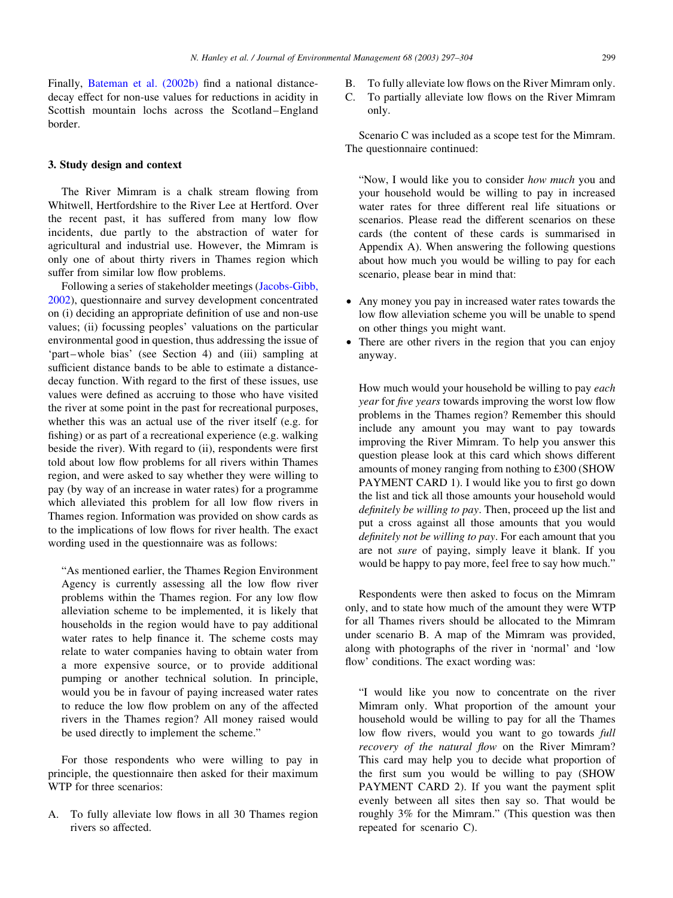Finally, Bateman et al. (2002b) find a national distance-decay effect for non-use values for reductions in acidity in Scottish mountain lochs across the Scotland–England border.

## 3. Study design and context

The River Mimram is a chalk stream flowing from Whitwell, Hertfordshire to the River Lee at Hertford. Over the recent past, it has suffered from many low flow incidents, due partly to the abstraction of water for agricultural and industrial use. However, the Mimram is only one of about thirty rivers in Thames region which suffer from similar low flow problems.

Following a series of stakeholder meetings (Jacobs-Gibb, 2002), questionnaire and survey development concentrated on (i) deciding an appropriate definition of use and non-use values; (ii) focussing peoples' valuations on the particular environmental good in question, thus addressing the issue of 'part–whole bias' (see Section 4) and (iii) sampling at sufficient distance bands to be able to estimate a distance-decay function. With regard to the first of these issues, use values were defined as accruing to those who have visited the river at some point in the past for recreational purposes, whether this was an actual use of the river itself (e.g. for fishing) or as part of a recreational experience (e.g. walking beside the river). With regard to (ii), respondents were first told about low flow problems for all rivers within Thames region, and were asked to say whether they were willing to pay (by way of an increase in water rates) for a programme which alleviated this problem for all low flow rivers in Thames region. Information was provided on show cards as to the implications of low flows for river health. The exact wording used in the questionnaire was as follows:

> "As mentioned earlier, the Thames Region Environment Agency is currently assessing all the low flow river problems within the Thames region. For any low flow alleviation scheme to be implemented, it is likely that households in the region would have to pay additional water rates to help finance it. The scheme costs may relate to water companies having to obtain water from a more expensive source, or to provide additional pumping or another technical solution. In principle, would you be in favour of paying increased water rates to reduce the low flow problem on any of the affected rivers in the Thames region? All money raised would be used directly to implement the scheme."

For those respondents who were willing to pay in principle, the questionnaire then asked for their maximum WTP for three scenarios:

A. To fully alleviate low flows in all 30 Thames region rivers so affected.
B. To fully alleviate low flows on the River Mimram only.
C. To partially alleviate low flows on the River Mimram only.

Scenario C was included as a scope test for the Mimram. The questionnaire continued:

> "Now, I would like you to consider *how much* you and your household would be willing to pay in increased water rates for three different real life situations or scenarios. Please read the different scenarios on these cards (the content of these cards is summarised in Appendix A). When answering the following questions about how much you would be willing to pay for each scenario, please bear in mind that:
>
> - Any money you pay in increased water rates towards the low flow alleviation scheme you will be unable to spend on other things you might want.
> - There are other rivers in the region that you can enjoy anyway.
>
> How much would your household be willing to pay *each year* for *five years* towards improving the worst low flow problems in the Thames region? Remember this should include any amount you may want to pay towards improving the River Mimram. To help you answer this question please look at this card which shows different amounts of money ranging from nothing to £300 (SHOW PAYMENT CARD 1). I would like you to first go down the list and tick all those amounts your household would *definitely be willing to pay*. Then, proceed up the list and put a cross against all those amounts that you would *definitely not be willing to pay*. For each amount that you are not *sure* of paying, simply leave it blank. If you would be happy to pay more, feel free to say how much."

Respondents were then asked to focus on the Mimram only, and to state how much of the amount they were WTP for all Thames rivers should be allocated to the Mimram under scenario B. A map of the Mimram was provided, along with photographs of the river in 'normal' and 'low flow' conditions. The exact wording was:

> "I would like you now to concentrate on the river Mimram only. What proportion of the amount your household would be willing to pay for all the Thames low flow rivers, would you want to go towards *full recovery of the natural flow* on the River Mimram? This card may help you to decide what proportion of the first sum you would be willing to pay (SHOW PAYMENT CARD 2). If you want the payment split evenly between all sites then say so. That would be roughly 3% for the Mimram." (This question was then repeated for scenario C).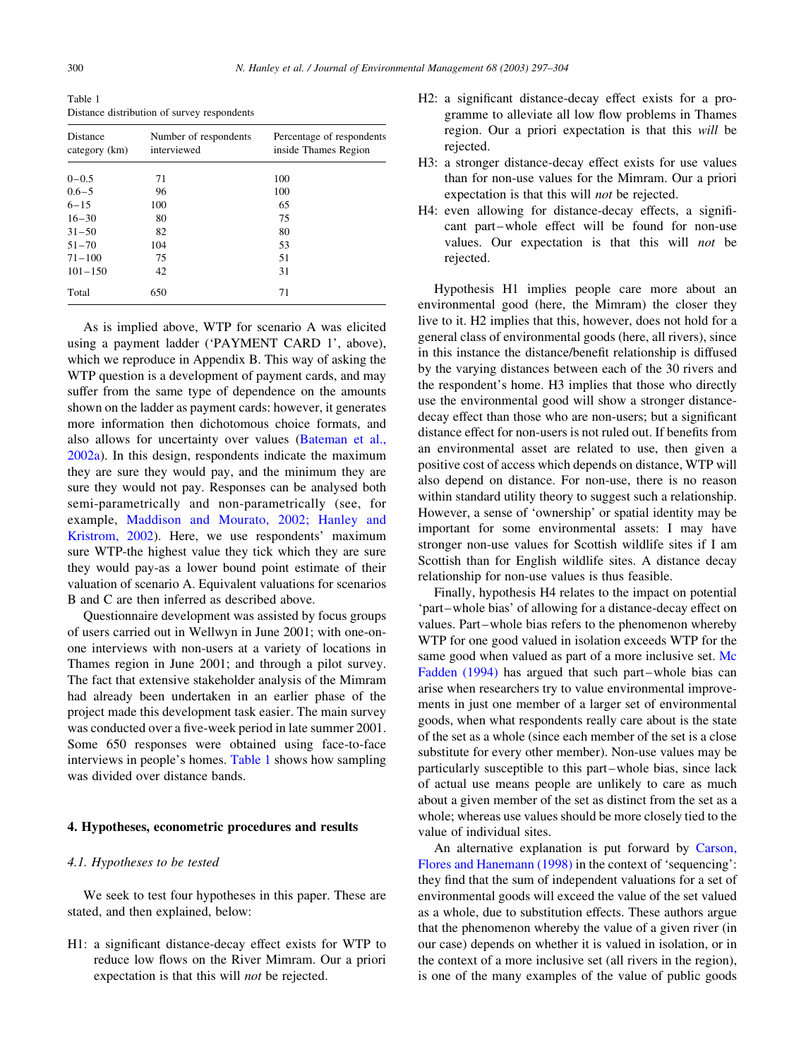Table 1
Distance distribution of survey respondents

| Distance category (km) | Number of respondents interviewed | Percentage of respondents inside Thames Region |
|---|---|---|
| 0–0.5 | 71 | 100 |
| 0.6–5 | 96 | 100 |
| 6–15 | 100 | 65 |
| 16–30 | 80 | 75 |
| 31–50 | 82 | 80 |
| 51–70 | 104 | 53 |
| 71–100 | 75 | 51 |
| 101–150 | 42 | 31 |
| Total | 650 | 71 |

As is implied above, WTP for scenario A was elicited using a payment ladder ('PAYMENT CARD 1', above), which we reproduce in Appendix B. This way of asking the WTP question is a development of payment cards, and may suffer from the same type of dependence on the amounts shown on the ladder as payment cards: however, it generates more information then dichotomous choice formats, and also allows for uncertainty over values (Bateman et al., 2002a). In this design, respondents indicate the maximum they are sure they would pay, and the minimum they are sure they would not pay. Responses can be analysed both semi-parametrically and non-parametrically (see, for example, Maddison and Mourato, 2002; Hanley and Kristrom, 2002). Here, we use respondents' maximum sure WTP-the highest value they tick which they are sure they would pay-as a lower bound point estimate of their valuation of scenario A. Equivalent valuations for scenarios B and C are then inferred as described above.

Questionnaire development was assisted by focus groups of users carried out in Wellwyn in June 2001; with one-on-one interviews with non-users at a variety of locations in Thames region in June 2001; and through a pilot survey. The fact that extensive stakeholder analysis of the Mimram had already been undertaken in an earlier phase of the project made this development task easier. The main survey was conducted over a five-week period in late summer 2001. Some 650 responses were obtained using face-to-face interviews in people's homes. Table 1 shows how sampling was divided over distance bands.

## 4. Hypotheses, econometric procedures and results

### *4.1. Hypotheses to be tested*

We seek to test four hypotheses in this paper. These are stated, and then explained, below:

H1: a significant distance-decay effect exists for WTP to reduce low flows on the River Mimram. Our a priori expectation is that this will *not* be rejected.

H2: a significant distance-decay effect exists for a programme to alleviate all low flow problems in Thames region. Our a priori expectation is that this *will* be rejected.

H3: a stronger distance-decay effect exists for use values than for non-use values for the Mimram. Our a priori expectation is that this will *not* be rejected.

H4: even allowing for distance-decay effects, a significant part–whole effect will be found for non-use values. Our expectation is that this will *not* be rejected.

Hypothesis H1 implies people care more about an environmental good (here, the Mimram) the closer they live to it. H2 implies that this, however, does not hold for a general class of environmental goods (here, all rivers), since in this instance the distance/benefit relationship is diffused by the varying distances between each of the 30 rivers and the respondent's home. H3 implies that those who directly use the environmental good will show a stronger distance-decay effect than those who are non-users; but a significant distance effect for non-users is not ruled out. If benefits from an environmental asset are related to use, then given a positive cost of access which depends on distance, WTP will also depend on distance. For non-use, there is no reason within standard utility theory to suggest such a relationship. However, a sense of 'ownership' or spatial identity may be important for some environmental assets: I may have stronger non-use values for Scottish wildlife sites if I am Scottish than for English wildlife sites. A distance decay relationship for non-use values is thus feasible.

Finally, hypothesis H4 relates to the impact on potential 'part–whole bias' of allowing for a distance-decay effect on values. Part–whole bias refers to the phenomenon whereby WTP for one good valued in isolation exceeds WTP for the same good when valued as part of a more inclusive set. Mc Fadden (1994) has argued that such part–whole bias can arise when researchers try to value environmental improvements in just one member of a larger set of environmental goods, when what respondents really care about is the state of the set as a whole (since each member of the set is a close substitute for every other member). Non-use values may be particularly susceptible to this part–whole bias, since lack of actual use means people are unlikely to care as much about a given member of the set as distinct from the set as a whole; whereas use values should be more closely tied to the value of individual sites.

An alternative explanation is put forward by Carson, Flores and Hanemann (1998) in the context of 'sequencing': they find that the sum of independent valuations for a set of environmental goods will exceed the value of the set valued as a whole, due to substitution effects. These authors argue that the phenomenon whereby the value of a given river (in our case) depends on whether it is valued in isolation, or in the context of a more inclusive set (all rivers in the region), is one of the many examples of the value of public goods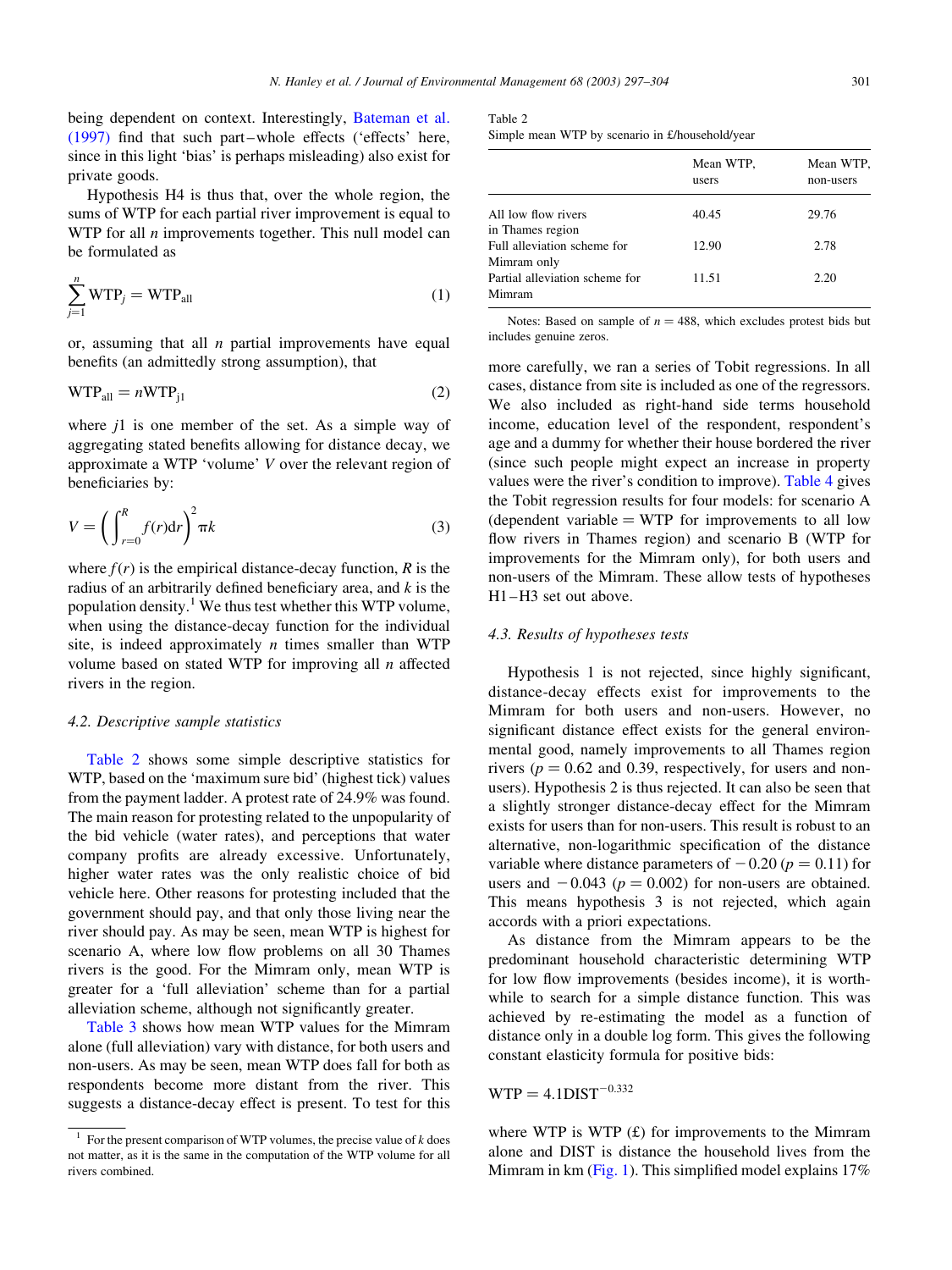being dependent on context. Interestingly, Bateman et al. (1997) find that such part–whole effects ('effects' here, since in this light 'bias' is perhaps misleading) also exist for private goods.

Hypothesis H4 is thus that, over the whole region, the sums of WTP for each partial river improvement is equal to WTP for all $n$ improvements together. This null model can be formulated as

$$\sum_{j=1}^{n} \mathrm{WTP}_j = \mathrm{WTP}_{\mathrm{all}} \tag{1}$$

or, assuming that all $n$ partial improvements have equal benefits (an admittedly strong assumption), that

$$\mathrm{WTP}_{\mathrm{all}} = n\mathrm{WTP}_{\mathrm{j1}} \tag{2}$$

where $j1$ is one member of the set. As a simple way of aggregating stated benefits allowing for distance decay, we approximate a WTP 'volume' $V$ over the relevant region of beneficiaries by:

$$V = \left( \int_{r=0}^{R} f(r)\mathrm{d}r \right)^2 \pi k \tag{3}$$

where $f(r)$ is the empirical distance-decay function, $R$ is the radius of an arbitrarily defined beneficiary area, and $k$ is the population density.[1] We thus test whether this WTP volume, when using the distance-decay function for the individual site, is indeed approximately $n$ times smaller than WTP volume based on stated WTP for improving all $n$ affected rivers in the region.

### 4.2. Descriptive sample statistics

Table 2 shows some simple descriptive statistics for WTP, based on the 'maximum sure bid' (highest tick) values from the payment ladder. A protest rate of 24.9% was found. The main reason for protesting related to the unpopularity of the bid vehicle (water rates), and perceptions that water company profits are already excessive. Unfortunately, higher water rates was the only realistic choice of bid vehicle here. Other reasons for protesting included that the government should pay, and that only those living near the river should pay. As may be seen, mean WTP is highest for scenario A, where low flow problems on all 30 Thames rivers is the good. For the Mimram only, mean WTP is greater for a 'full alleviation' scheme than for a partial alleviation scheme, although not significantly greater.

Table 3 shows how mean WTP values for the Mimram alone (full alleviation) vary with distance, for both users and non-users. As may be seen, mean WTP does fall for both as respondents become more distant from the river. This suggests a distance-decay effect is present. To test for this more carefully, we ran a series of Tobit regressions. In all cases, distance from site is included as one of the regressors. We also included as right-hand side terms household income, education level of the respondent, respondent's age and a dummy for whether their house bordered the river (since such people might expect an increase in property values were the river's condition to improve). Table 4 gives the Tobit regression results for four models: for scenario A (dependent variable = WTP for improvements to all low flow rivers in Thames region) and scenario B (WTP for improvements for the Mimram only), for both users and non-users of the Mimram. These allow tests of hypotheses H1–H3 set out above.

Table 2
Simple mean WTP by scenario in £/household/year

| | Mean WTP, users | Mean WTP, non-users |
|---|---|---|
| All low flow rivers in Thames region | 40.45 | 29.76 |
| Full alleviation scheme for Mimram only | 12.90 | 2.78 |
| Partial alleviation scheme for Mimram | 11.51 | 2.20 |

Notes: Based on sample of $n = 488$, which excludes protest bids but includes genuine zeros.

### 4.3. Results of hypotheses tests

Hypothesis 1 is not rejected, since highly significant, distance-decay effects exist for improvements to the Mimram for both users and non-users. However, no significant distance effect exists for the general environmental good, namely improvements to all Thames region rivers ($p = 0.62$ and 0.39, respectively, for users and non-users). Hypothesis 2 is thus rejected. It can also be seen that a slightly stronger distance-decay effect for the Mimram exists for users than for non-users. This result is robust to an alternative, non-logarithmic specification of the distance variable where distance parameters of $-0.20$ ($p = 0.11$) for users and $-0.043$ ($p = 0.002$) for non-users are obtained. This means hypothesis 3 is not rejected, which again accords with a priori expectations.

As distance from the Mimram appears to be the predominant household characteristic determining WTP for low flow improvements (besides income), it is worthwhile to search for a simple distance function. This was achieved by re-estimating the model as a function of distance only in a double log form. This gives the following constant elasticity formula for positive bids:

$$\mathrm{WTP} = 4.1\mathrm{DIST}^{-0.332}$$

where WTP is WTP (£) for improvements to the Mimram alone and DIST is distance the household lives from the Mimram in km (Fig. 1). This simplified model explains 17%

[1] For the present comparison of WTP volumes, the precise value of $k$ does not matter, as it is the same in the computation of the WTP volume for all rivers combined.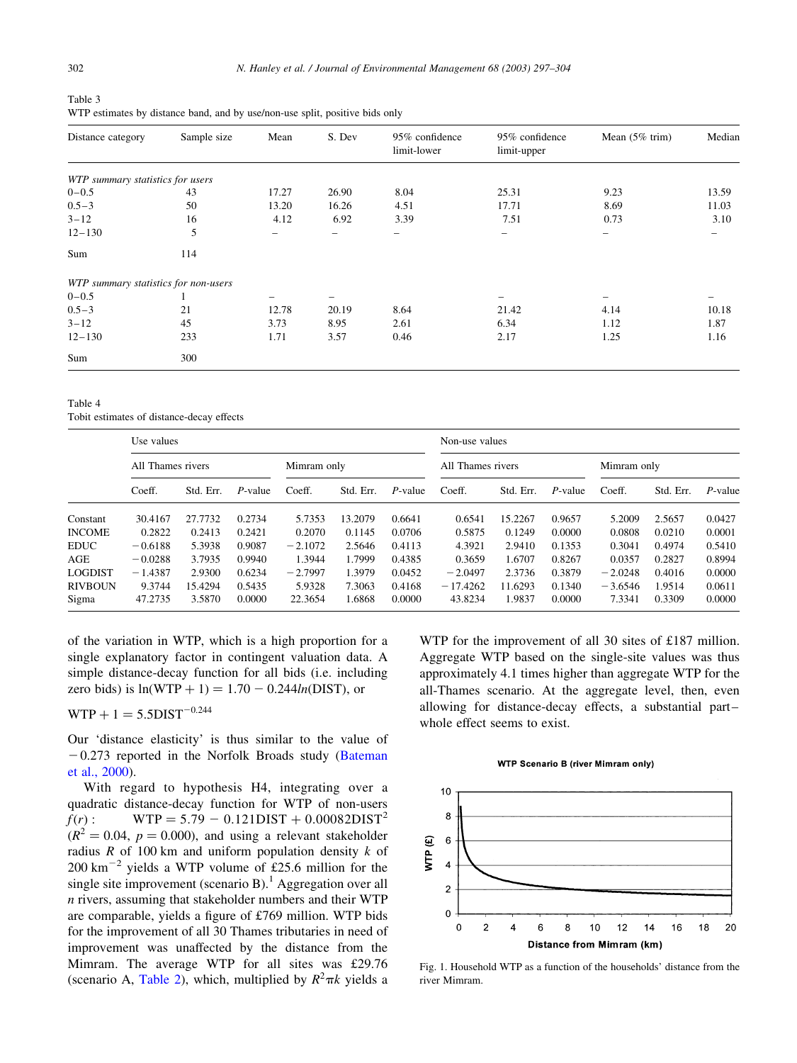Table 3
WTP estimates by distance band, and by use/non-use split, positive bids only

| Distance category | Sample size | Mean | S. Dev | 95% confidence limit-lower | 95% confidence limit-upper | Mean (5% trim) | Median |
|---|---|---|---|---|---|---|---|
| *WTP summary statistics for users* | | | | | | | |
| 0–0.5 | 43 | 17.27 | 26.90 | 8.04 | 25.31 | 9.23 | 13.59 |
| 0.5–3 | 50 | 13.20 | 16.26 | 4.51 | 17.71 | 8.69 | 11.03 |
| 3–12 | 16 | 4.12 | 6.92 | 3.39 | 7.51 | 0.73 | 3.10 |
| 12–130 | 5 | – | – | – | – | – | – |
| Sum | 114 | | | | | | |
| *WTP summary statistics for non-users* | | | | | | | |
| 0–0.5 | 1 | – | – | – | – | – | – |
| 0.5–3 | 21 | 12.78 | 20.19 | 8.64 | 21.42 | 4.14 | 10.18 |
| 3–12 | 45 | 3.73 | 8.95 | 2.61 | 6.34 | 1.12 | 1.87 |
| 12–130 | 233 | 1.71 | 3.57 | 0.46 | 2.17 | 1.25 | 1.16 |
| Sum | 300 | | | | | | |

Table 4
Tobit estimates of distance-decay effects

| | Use values | | | | | | Non-use values | | | | | |
|---|---|---|---|---|---|---|---|---|---|---|---|---|
| | All Thames rivers | | | Mimram only | | | All Thames rivers | | | Mimram only | | |
| | Coeff. | Std. Err. | *P*-value | Coeff. | Std. Err. | *P*-value | Coeff. | Std. Err. | *P*-value | Coeff. | Std. Err. | *P*-value |
| Constant | 30.4167 | 27.7732 | 0.2734 | 5.7353 | 13.2079 | 0.6641 | 0.6541 | 15.2267 | 0.9657 | 5.2009 | 2.5657 | 0.0427 |
| INCOME | 0.2822 | 0.2413 | 0.2421 | 0.2070 | 0.1145 | 0.0706 | 0.5875 | 0.1249 | 0.0000 | 0.0808 | 0.0210 | 0.0001 |
| EDUC | −0.6188 | 5.3938 | 0.9087 | −2.1072 | 2.5646 | 0.4113 | 4.3921 | 2.9410 | 0.1353 | 0.3041 | 0.4974 | 0.5410 |
| AGE | −0.0288 | 3.7935 | 0.9940 | 1.3944 | 1.7999 | 0.4385 | 0.3659 | 1.6707 | 0.8267 | 0.0357 | 0.2827 | 0.8994 |
| LOGDIST | −1.4387 | 2.9300 | 0.6234 | −2.7997 | 1.3979 | 0.0452 | −2.0497 | 2.3736 | 0.3879 | −2.0248 | 0.4016 | 0.0000 |
| RIVBOUN | 9.3744 | 15.4294 | 0.5435 | 5.9328 | 7.3063 | 0.4168 | −17.4262 | 11.6293 | 0.1340 | −3.6546 | 1.9514 | 0.0611 |
| Sigma | 47.2735 | 3.5870 | 0.0000 | 22.3654 | 1.6868 | 0.0000 | 43.8234 | 1.9837 | 0.0000 | 7.3341 | 0.3309 | 0.0000 |

of the variation in WTP, which is a high proportion for a single explanatory factor in contingent valuation data. A simple distance-decay function for all bids (i.e. including zero bids) is $\ln(\text{WTP}+1) = 1.70 - 0.244\ln(\text{DIST})$, or

$$\text{WTP} + 1 = 5.5\text{DIST}^{-0.244}$$

Our 'distance elasticity' is thus similar to the value of −0.273 reported in the Norfolk Broads study (Bateman et al., 2000).

With regard to hypothesis H4, integrating over a quadratic distance-decay function for WTP of non-users $f(r)$: $\text{WTP} = 5.79 - 0.121\text{DIST} + 0.00082\text{DIST}^2$ ($R^2 = 0.04$, $p = 0.000$), and using a relevant stakeholder radius $R$ of 100 km and uniform population density $k$ of 200 km$^{-2}$ yields a WTP volume of £25.6 million for the single site improvement (scenario B).[1] Aggregation over all $n$ rivers, assuming that stakeholder numbers and their WTP are comparable, yields a figure of £769 million. WTP bids for the improvement of all 30 Thames tributaries in need of improvement was unaffected by the distance from the Mimram. The average WTP for all sites was £29.76 (scenario A, Table 2), which, multiplied by $R^2\pi k$ yields a WTP for the improvement of all 30 sites of £187 million. Aggregate WTP based on the single-site values was thus approximately 4.1 times higher than aggregate WTP for the all-Thames scenario. At the aggregate level, then, even allowing for distance-decay effects, a substantial part–whole effect seems to exist.

Fig. 1. Household WTP as a function of the households' distance from the river Mimram.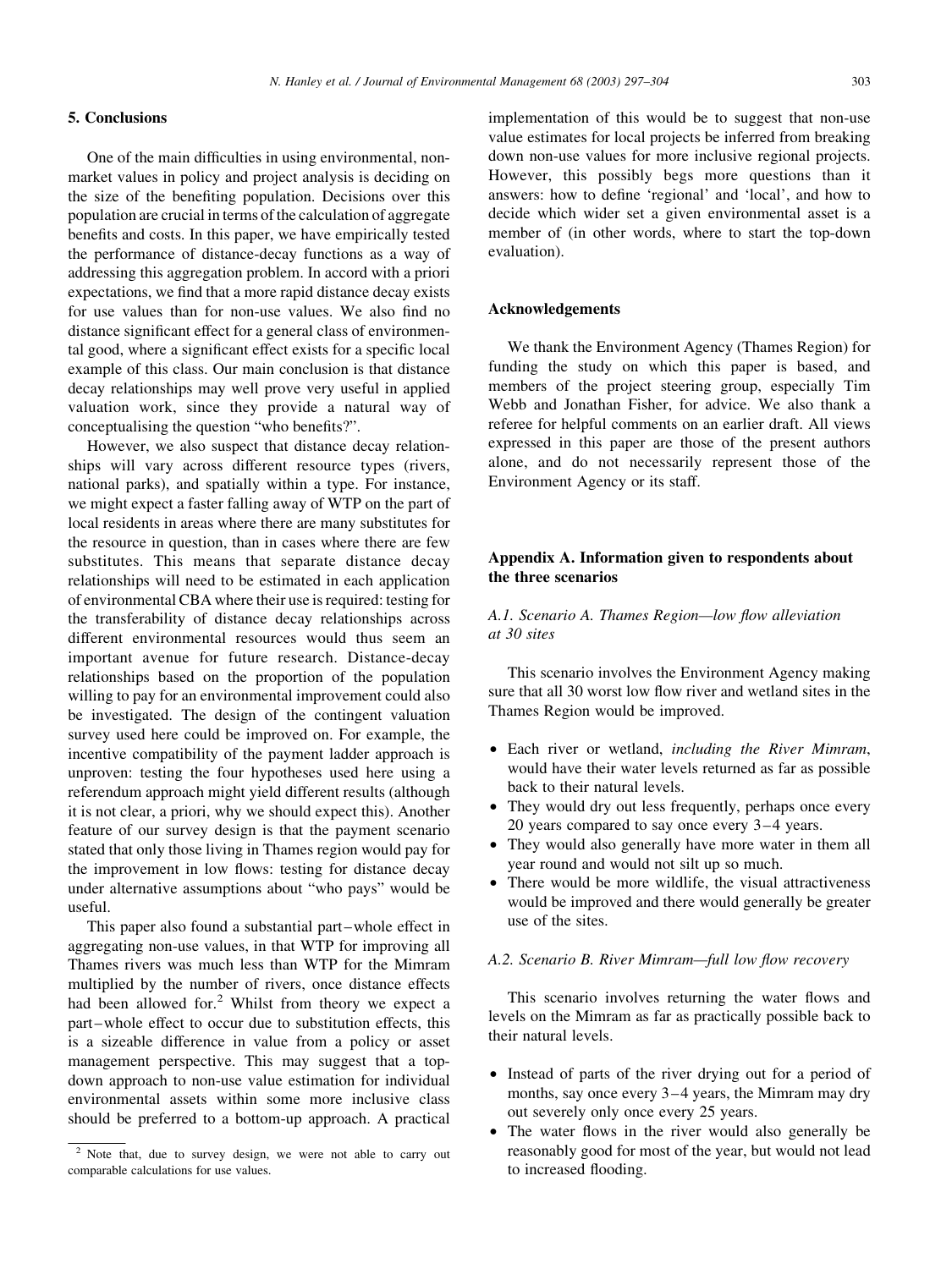## 5. Conclusions

One of the main difficulties in using environmental, non-market values in policy and project analysis is deciding on the size of the benefiting population. Decisions over this population are crucial in terms of the calculation of aggregate benefits and costs. In this paper, we have empirically tested the performance of distance-decay functions as a way of addressing this aggregation problem. In accord with a priori expectations, we find that a more rapid distance decay exists for use values than for non-use values. We also find no distance significant effect for a general class of environmental good, where a significant effect exists for a specific local example of this class. Our main conclusion is that distance decay relationships may well prove very useful in applied valuation work, since they provide a natural way of conceptualising the question "who benefits?".

However, we also suspect that distance decay relationships will vary across different resource types (rivers, national parks), and spatially within a type. For instance, we might expect a faster falling away of WTP on the part of local residents in areas where there are many substitutes for the resource in question, than in cases where there are few substitutes. This means that separate distance decay relationships will need to be estimated in each application of environmental CBA where their use is required: testing for the transferability of distance decay relationships across different environmental resources would thus seem an important avenue for future research. Distance-decay relationships based on the proportion of the population willing to pay for an environmental improvement could also be investigated. The design of the contingent valuation survey used here could be improved on. For example, the incentive compatibility of the payment ladder approach is unproven: testing the four hypotheses used here using a referendum approach might yield different results (although it is not clear, a priori, why we should expect this). Another feature of our survey design is that the payment scenario stated that only those living in Thames region would pay for the improvement in low flows: testing for distance decay under alternative assumptions about "who pays" would be useful.

This paper also found a substantial part–whole effect in aggregating non-use values, in that WTP for improving all Thames rivers was much less than WTP for the Mimram multiplied by the number of rivers, once distance effects had been allowed for.[2] Whilst from theory we expect a part–whole effect to occur due to substitution effects, this is a sizeable difference in value from a policy or asset management perspective. This may suggest that a top-down approach to non-use value estimation for individual environmental assets within some more inclusive class should be preferred to a bottom-up approach. A practical implementation of this would be to suggest that non-use value estimates for local projects be inferred from breaking down non-use values for more inclusive regional projects. However, this possibly begs more questions than it answers: how to define 'regional' and 'local', and how to decide which wider set a given environmental asset is a member of (in other words, where to start the top-down evaluation).

[2] Note that, due to survey design, we were not able to carry out comparable calculations for use values.

## Acknowledgements

We thank the Environment Agency (Thames Region) for funding the study on which this paper is based, and members of the project steering group, especially Tim Webb and Jonathan Fisher, for advice. We also thank a referee for helpful comments on an earlier draft. All views expressed in this paper are those of the present authors alone, and do not necessarily represent those of the Environment Agency or its staff.

## Appendix A. Information given to respondents about the three scenarios

### *A.1. Scenario A. Thames Region—low flow alleviation at 30 sites*

This scenario involves the Environment Agency making sure that all 30 worst low flow river and wetland sites in the Thames Region would be improved.

- Each river or wetland, *including the River Mimram*, would have their water levels returned as far as possible back to their natural levels.
- They would dry out less frequently, perhaps once every 20 years compared to say once every 3–4 years.
- They would also generally have more water in them all year round and would not silt up so much.
- There would be more wildlife, the visual attractiveness would be improved and there would generally be greater use of the sites.

### *A.2. Scenario B. River Mimram—full low flow recovery*

This scenario involves returning the water flows and levels on the Mimram as far as practically possible back to their natural levels.

- Instead of parts of the river drying out for a period of months, say once every 3–4 years, the Mimram may dry out severely only once every 25 years.
- The water flows in the river would also generally be reasonably good for most of the year, but would not lead to increased flooding.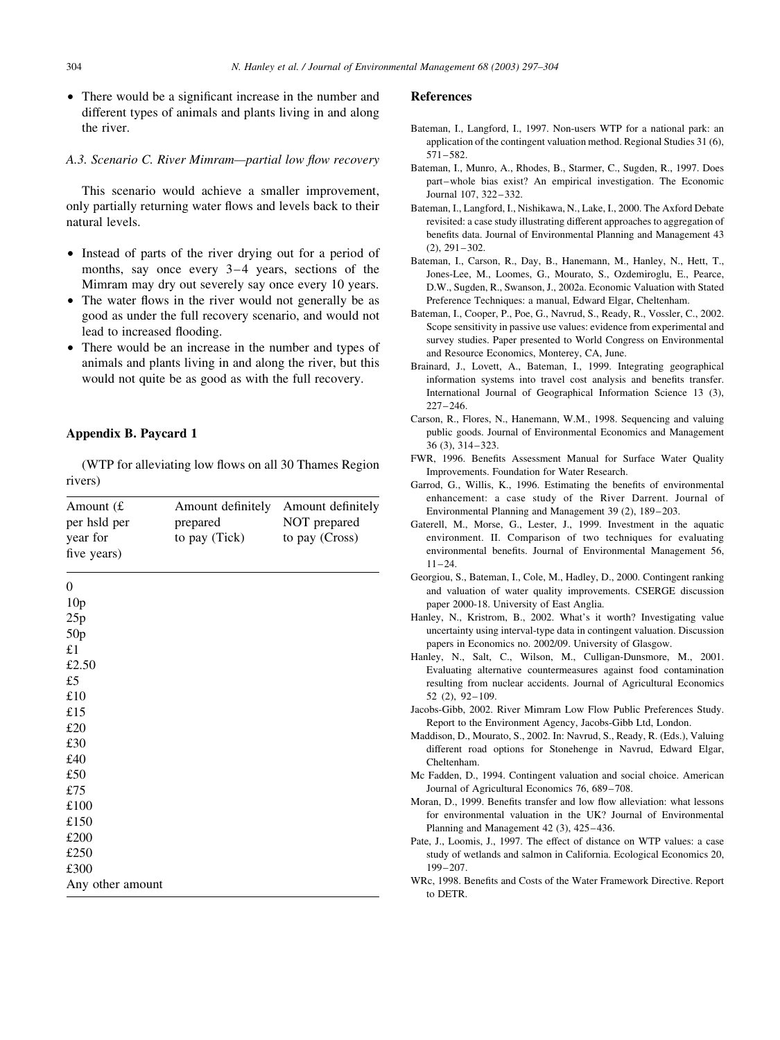- There would be a significant increase in the number and different types of animals and plants living in and along the river.

### A.3. Scenario C. River Mimram—partial low flow recovery

This scenario would achieve a smaller improvement, only partially returning water flows and levels back to their natural levels.

- Instead of parts of the river drying out for a period of months, say once every 3–4 years, sections of the Mimram may dry out severely say once every 10 years.
- The water flows in the river would not generally be as good as under the full recovery scenario, and would not lead to increased flooding.
- There would be an increase in the number and types of animals and plants living in and along the river, but this would not quite be as good as with the full recovery.

## Appendix B. Paycard 1

(WTP for alleviating low flows on all 30 Thames Region rivers)

| Amount (£ per hsld per year for five years) | Amount definitely prepared to pay (Tick) | Amount definitely NOT prepared to pay (Cross) |
|---|---|---|
| 0 | | |
| 10p | | |
| 25p | | |
| 50p | | |
| £1 | | |
| £2.50 | | |
| £5 | | |
| £10 | | |
| £15 | | |
| £20 | | |
| £30 | | |
| £40 | | |
| £50 | | |
| £75 | | |
| £100 | | |
| £150 | | |
| £200 | | |
| £250 | | |
| £300 | | |
| Any other amount | | |

## References

Bateman, I., Langford, I., 1997. Non-users WTP for a national park: an application of the contingent valuation method. Regional Studies 31 (6), 571–582.

Bateman, I., Munro, A., Rhodes, B., Starmer, C., Sugden, R., 1997. Does part–whole bias exist? An empirical investigation. The Economic Journal 107, 322–332.

Bateman, I., Langford, I., Nishikawa, N., Lake, I., 2000. The Axford Debate revisited: a case study illustrating different approaches to aggregation of benefits data. Journal of Environmental Planning and Management 43 (2), 291–302.

Bateman, I., Carson, R., Day, B., Hanemann, M., Hanley, N., Hett, T., Jones-Lee, M., Loomes, G., Mourato, S., Ozdemiroglu, E., Pearce, D.W., Sugden, R., Swanson, J., 2002a. Economic Valuation with Stated Preference Techniques: a manual, Edward Elgar, Cheltenham.

Bateman, I., Cooper, P., Poe, G., Navrud, S., Ready, R., Vossler, C., 2002. Scope sensitivity in passive use values: evidence from experimental and survey studies. Paper presented to World Congress on Environmental and Resource Economics, Monterey, CA, June.

Brainard, J., Lovett, A., Bateman, I., 1999. Integrating geographical information systems into travel cost analysis and benefits transfer. International Journal of Geographical Information Science 13 (3), 227–246.

Carson, R., Flores, N., Hanemann, W.M., 1998. Sequencing and valuing public goods. Journal of Environmental Economics and Management 36 (3), 314–323.

FWR, 1996. Benefits Assessment Manual for Surface Water Quality Improvements. Foundation for Water Research.

Garrod, G., Willis, K., 1996. Estimating the benefits of environmental enhancement: a case study of the River Darrent. Journal of Environmental Planning and Management 39 (2), 189–203.

Gaterell, M., Morse, G., Lester, J., 1999. Investment in the aquatic environment. II. Comparison of two techniques for evaluating environmental benefits. Journal of Environmental Management 56, 11–24.

Georgiou, S., Bateman, I., Cole, M., Hadley, D., 2000. Contingent ranking and valuation of water quality improvements. CSERGE discussion paper 2000-18. University of East Anglia.

Hanley, N., Kristrom, B., 2002. What's it worth? Investigating value uncertainty using interval-type data in contingent valuation. Discussion papers in Economics no. 2002/09. University of Glasgow.

Hanley, N., Salt, C., Wilson, M., Culligan-Dunsmore, M., 2001. Evaluating alternative countermeasures against food contamination resulting from nuclear accidents. Journal of Agricultural Economics 52 (2), 92–109.

Jacobs-Gibb, 2002. River Mimram Low Flow Public Preferences Study. Report to the Environment Agency, Jacobs-Gibb Ltd, London.

Maddison, D., Mourato, S., 2002. In: Navrud, S., Ready, R. (Eds.), Valuing different road options for Stonehenge in Navrud, Edward Elgar, Cheltenham.

Mc Fadden, D., 1994. Contingent valuation and social choice. American Journal of Agricultural Economics 76, 689–708.

Moran, D., 1999. Benefits transfer and low flow alleviation: what lessons for environmental valuation in the UK? Journal of Environmental Planning and Management 42 (3), 425–436.

Pate, J., Loomis, J., 1997. The effect of distance on WTP values: a case study of wetlands and salmon in California. Ecological Economics 20, 199–207.

WRc, 1998. Benefits and Costs of the Water Framework Directive. Report to DETR.